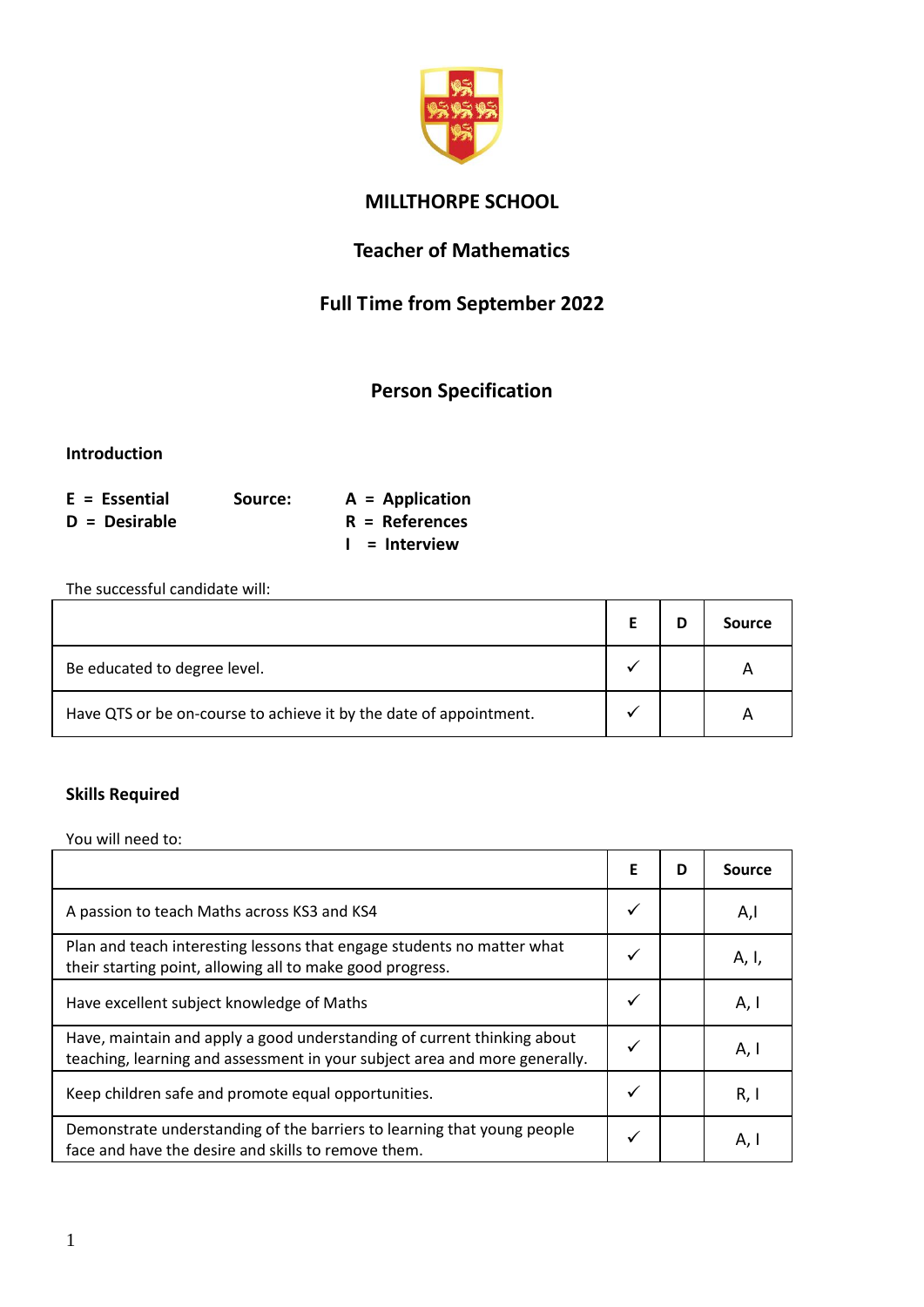# MILLTHORPE SCHOOL

## Teacher of Mathematics

## Full Time from September 2022

## Person Specification

**Introduction**

**E = Essential** &nbsp;&nbsp;&nbsp;&nbsp; **Source:** &nbsp;&nbsp;&nbsp;&nbsp; **A = Application**
**D = Desirable** &nbsp;&nbsp;&nbsp;&nbsp;&nbsp;&nbsp;&nbsp;&nbsp;&nbsp;&nbsp;&nbsp;&nbsp;&nbsp;&nbsp;&nbsp;&nbsp;&nbsp;&nbsp;&nbsp;&nbsp;&nbsp;&nbsp;&nbsp;&nbsp;&nbsp; **R = References**
&nbsp;&nbsp;&nbsp;&nbsp;&nbsp;&nbsp;&nbsp;&nbsp;&nbsp;&nbsp;&nbsp;&nbsp;&nbsp;&nbsp;&nbsp;&nbsp;&nbsp;&nbsp;&nbsp;&nbsp;&nbsp;&nbsp;&nbsp;&nbsp;&nbsp;&nbsp;&nbsp;&nbsp;&nbsp;&nbsp;&nbsp;&nbsp;&nbsp;&nbsp;&nbsp;&nbsp;&nbsp;&nbsp;&nbsp;&nbsp;&nbsp;&nbsp;&nbsp;&nbsp;&nbsp;&nbsp; **I = Interview**

The successful candidate will:

| | E | D | Source |
|---|---|---|---|
| Be educated to degree level. | ✓ | | A |
| Have QTS or be on-course to achieve it by the date of appointment. | ✓ | | A |

### Skills Required

You will need to:

| | E | D | Source |
|---|---|---|---|
| A passion to teach Maths across KS3 and KS4 | ✓ | | A,I |
| Plan and teach interesting lessons that engage students no matter what their starting point, allowing all to make good progress. | ✓ | | A, I, |
| Have excellent subject knowledge of Maths | ✓ | | A, I |
| Have, maintain and apply a good understanding of current thinking about teaching, learning and assessment in your subject area and more generally. | ✓ | | A, I |
| Keep children safe and promote equal opportunities. | ✓ | | R, I |
| Demonstrate understanding of the barriers to learning that young people face and have the desire and skills to remove them. | ✓ | | A, I |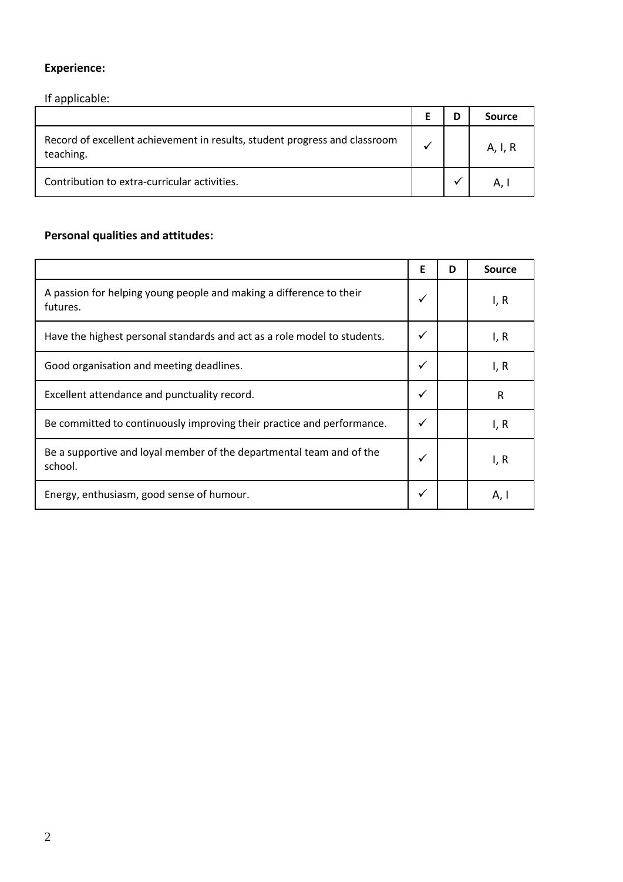**Experience:**

If applicable:

| | E | D | Source |
|---|---|---|---|
| Record of excellent achievement in results, student progress and classroom teaching. | ✓ | | A, I, R |
| Contribution to extra-curricular activities. | | ✓ | A, I |

**Personal qualities and attitudes:**

| | E | D | Source |
|---|---|---|---|
| A passion for helping young people and making a difference to their futures. | ✓ | | I, R |
| Have the highest personal standards and act as a role model to students. | ✓ | | I, R |
| Good organisation and meeting deadlines. | ✓ | | I, R |
| Excellent attendance and punctuality record. | ✓ | | R |
| Be committed to continuously improving their practice and performance. | ✓ | | I, R |
| Be a supportive and loyal member of the departmental team and of the school. | ✓ | | I, R |
| Energy, enthusiasm, good sense of humour. | ✓ | | A, I |